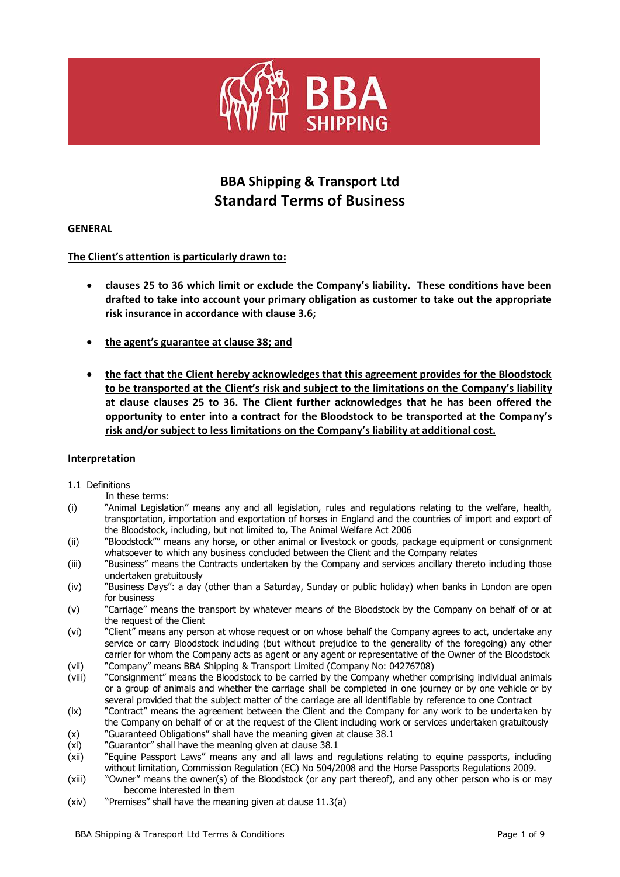# BBA Shipping & Transport Ltd
## Standard Terms of Business

**GENERAL**

**The Client's attention is particularly drawn to:**

- **clauses 25 to 36 which limit or exclude the Company's liability. These conditions have been drafted to take into account your primary obligation as customer to take out the appropriate risk insurance in accordance with clause 3.6;**

- **the agent's guarantee at clause 38; and**

- **the fact that the Client hereby acknowledges that this agreement provides for the Bloodstock to be transported at the Client's risk and subject to the limitations on the Company's liability at clause clauses 25 to 36. The Client further acknowledges that he has been offered the opportunity to enter into a contract for the Bloodstock to be transported at the Company's risk and/or subject to less limitations on the Company's liability at additional cost.**

### Interpretation

1.1 Definitions

In these terms:

(i) "Animal Legislation" means any and all legislation, rules and regulations relating to the welfare, health, transportation, importation and exportation of horses in England and the countries of import and export of the Bloodstock, including, but not limited to, The Animal Welfare Act 2006

(ii) "Bloodstock"" means any horse, or other animal or livestock or goods, package equipment or consignment whatsoever to which any business concluded between the Client and the Company relates

(iii) "Business" means the Contracts undertaken by the Company and services ancillary thereto including those undertaken gratuitously

(iv) "Business Days": a day (other than a Saturday, Sunday or public holiday) when banks in London are open for business

(v) "Carriage" means the transport by whatever means of the Bloodstock by the Company on behalf of or at the request of the Client

(vi) "Client" means any person at whose request or on whose behalf the Company agrees to act, undertake any service or carry Bloodstock including (but without prejudice to the generality of the foregoing) any other carrier for whom the Company acts as agent or any agent or representative of the Owner of the Bloodstock

(vii) "Company" means BBA Shipping & Transport Limited (Company No: 04276708)

(viii) "Consignment" means the Bloodstock to be carried by the Company whether comprising individual animals or a group of animals and whether the carriage shall be completed in one journey or by one vehicle or by several provided that the subject matter of the carriage are all identifiable by reference to one Contract

(ix) "Contract" means the agreement between the Client and the Company for any work to be undertaken by the Company on behalf of or at the request of the Client including work or services undertaken gratuitously

(x) "Guaranteed Obligations" shall have the meaning given at clause 38.1

(xi) "Guarantor" shall have the meaning given at clause 38.1

(xii) "Equine Passport Laws" means any and all laws and regulations relating to equine passports, including without limitation, Commission Regulation (EC) No 504/2008 and the Horse Passports Regulations 2009.

(xiii) "Owner" means the owner(s) of the Bloodstock (or any part thereof), and any other person who is or may become interested in them

(xiv) "Premises" shall have the meaning given at clause 11.3(a)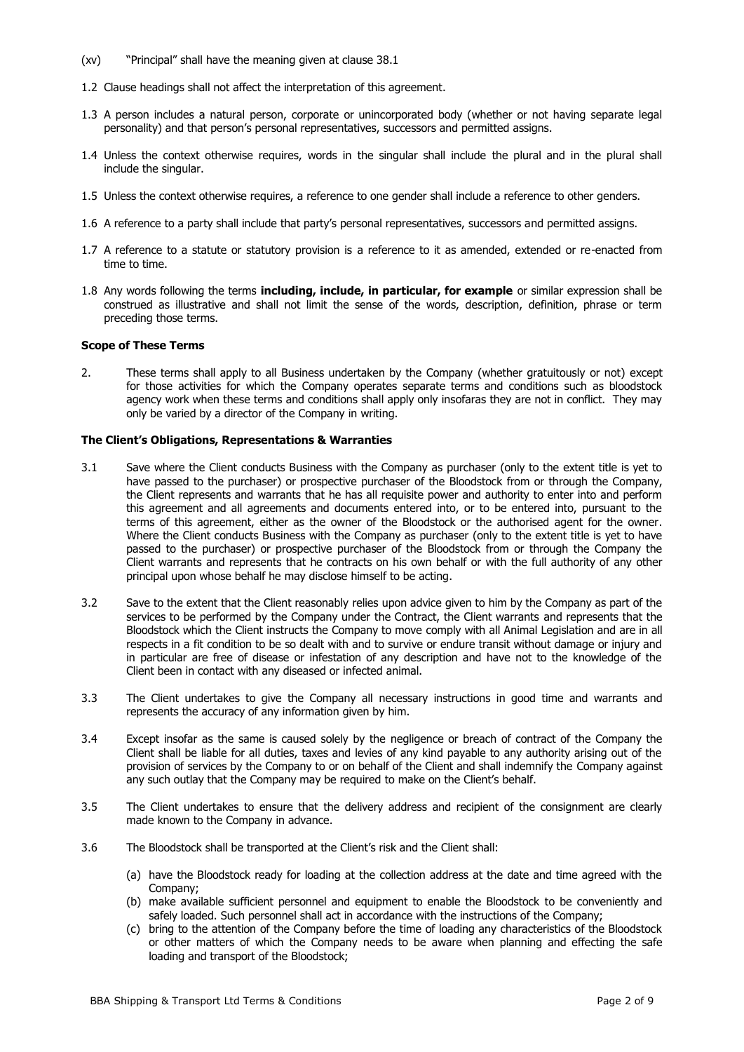(xv) "Principal" shall have the meaning given at clause 38.1

1.2 Clause headings shall not affect the interpretation of this agreement.

1.3 A person includes a natural person, corporate or unincorporated body (whether or not having separate legal personality) and that person's personal representatives, successors and permitted assigns.

1.4 Unless the context otherwise requires, words in the singular shall include the plural and in the plural shall include the singular.

1.5 Unless the context otherwise requires, a reference to one gender shall include a reference to other genders.

1.6 A reference to a party shall include that party's personal representatives, successors and permitted assigns.

1.7 A reference to a statute or statutory provision is a reference to it as amended, extended or re-enacted from time to time.

1.8 Any words following the terms **including, include, in particular, for example** or similar expression shall be construed as illustrative and shall not limit the sense of the words, description, definition, phrase or term preceding those terms.

**Scope of These Terms**

2. These terms shall apply to all Business undertaken by the Company (whether gratuitously or not) except for those activities for which the Company operates separate terms and conditions such as bloodstock agency work when these terms and conditions shall apply only insofaras they are not in conflict. They may only be varied by a director of the Company in writing.

**The Client's Obligations, Representations & Warranties**

3.1 Save where the Client conducts Business with the Company as purchaser (only to the extent title is yet to have passed to the purchaser) or prospective purchaser of the Bloodstock from or through the Company, the Client represents and warrants that he has all requisite power and authority to enter into and perform this agreement and all agreements and documents entered into, or to be entered into, pursuant to the terms of this agreement, either as the owner of the Bloodstock or the authorised agent for the owner. Where the Client conducts Business with the Company as purchaser (only to the extent title is yet to have passed to the purchaser) or prospective purchaser of the Bloodstock from or through the Company the Client warrants and represents that he contracts on his own behalf or with the full authority of any other principal upon whose behalf he may disclose himself to be acting.

3.2 Save to the extent that the Client reasonably relies upon advice given to him by the Company as part of the services to be performed by the Company under the Contract, the Client warrants and represents that the Bloodstock which the Client instructs the Company to move comply with all Animal Legislation and are in all respects in a fit condition to be so dealt with and to survive or endure transit without damage or injury and in particular are free of disease or infestation of any description and have not to the knowledge of the Client been in contact with any diseased or infected animal.

3.3 The Client undertakes to give the Company all necessary instructions in good time and warrants and represents the accuracy of any information given by him.

3.4 Except insofar as the same is caused solely by the negligence or breach of contract of the Company the Client shall be liable for all duties, taxes and levies of any kind payable to any authority arising out of the provision of services by the Company to or on behalf of the Client and shall indemnify the Company against any such outlay that the Company may be required to make on the Client's behalf.

3.5 The Client undertakes to ensure that the delivery address and recipient of the consignment are clearly made known to the Company in advance.

3.6 The Bloodstock shall be transported at the Client's risk and the Client shall:

(a) have the Bloodstock ready for loading at the collection address at the date and time agreed with the Company;

(b) make available sufficient personnel and equipment to enable the Bloodstock to be conveniently and safely loaded. Such personnel shall act in accordance with the instructions of the Company;

(c) bring to the attention of the Company before the time of loading any characteristics of the Bloodstock or other matters of which the Company needs to be aware when planning and effecting the safe loading and transport of the Bloodstock;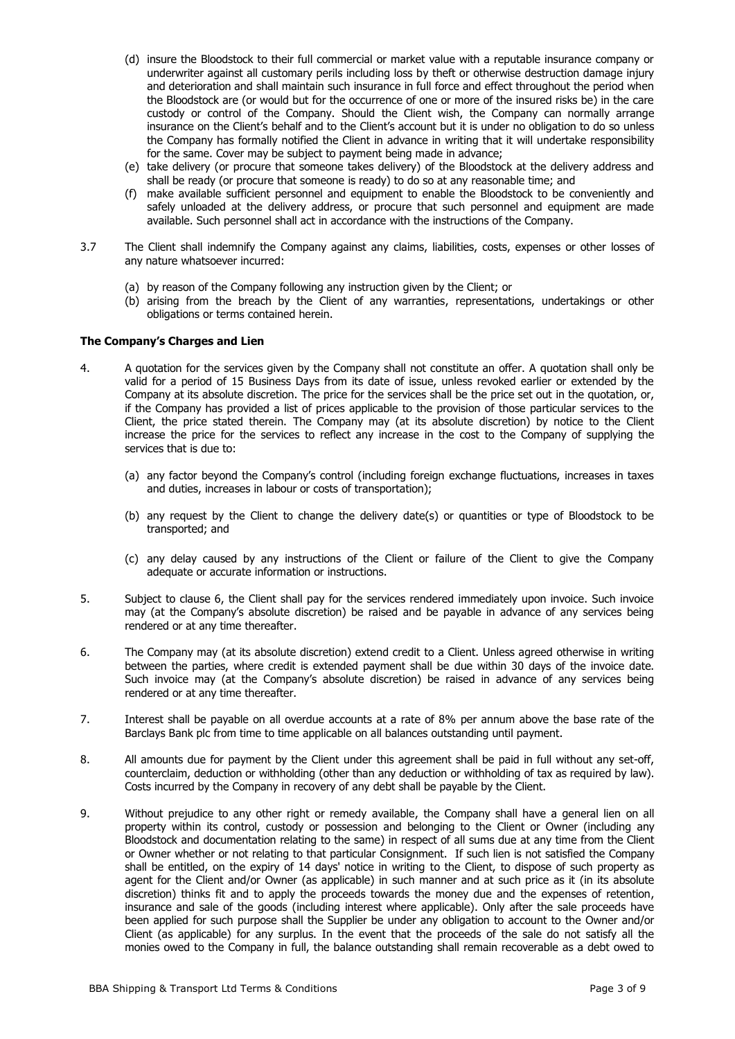(d) insure the Bloodstock to their full commercial or market value with a reputable insurance company or underwriter against all customary perils including loss by theft or otherwise destruction damage injury and deterioration and shall maintain such insurance in full force and effect throughout the period when the Bloodstock are (or would but for the occurrence of one or more of the insured risks be) in the care custody or control of the Company. Should the Client wish, the Company can normally arrange insurance on the Client's behalf and to the Client's account but it is under no obligation to do so unless the Company has formally notified the Client in advance in writing that it will undertake responsibility for the same. Cover may be subject to payment being made in advance;

(e) take delivery (or procure that someone takes delivery) of the Bloodstock at the delivery address and shall be ready (or procure that someone is ready) to do so at any reasonable time; and

(f) make available sufficient personnel and equipment to enable the Bloodstock to be conveniently and safely unloaded at the delivery address, or procure that such personnel and equipment are made available. Such personnel shall act in accordance with the instructions of the Company.

3.7 The Client shall indemnify the Company against any claims, liabilities, costs, expenses or other losses of any nature whatsoever incurred:

(a) by reason of the Company following any instruction given by the Client; or

(b) arising from the breach by the Client of any warranties, representations, undertakings or other obligations or terms contained herein.

**The Company's Charges and Lien**

4. A quotation for the services given by the Company shall not constitute an offer. A quotation shall only be valid for a period of 15 Business Days from its date of issue, unless revoked earlier or extended by the Company at its absolute discretion. The price for the services shall be the price set out in the quotation, or, if the Company has provided a list of prices applicable to the provision of those particular services to the Client, the price stated therein. The Company may (at its absolute discretion) by notice to the Client increase the price for the services to reflect any increase in the cost to the Company of supplying the services that is due to:

   (a) any factor beyond the Company's control (including foreign exchange fluctuations, increases in taxes and duties, increases in labour or costs of transportation);

   (b) any request by the Client to change the delivery date(s) or quantities or type of Bloodstock to be transported; and

   (c) any delay caused by any instructions of the Client or failure of the Client to give the Company adequate or accurate information or instructions.

5. Subject to clause 6, the Client shall pay for the services rendered immediately upon invoice. Such invoice may (at the Company's absolute discretion) be raised and be payable in advance of any services being rendered or at any time thereafter.

6. The Company may (at its absolute discretion) extend credit to a Client. Unless agreed otherwise in writing between the parties, where credit is extended payment shall be due within 30 days of the invoice date. Such invoice may (at the Company's absolute discretion) be raised in advance of any services being rendered or at any time thereafter.

7. Interest shall be payable on all overdue accounts at a rate of 8% per annum above the base rate of the Barclays Bank plc from time to time applicable on all balances outstanding until payment.

8. All amounts due for payment by the Client under this agreement shall be paid in full without any set-off, counterclaim, deduction or withholding (other than any deduction or withholding of tax as required by law). Costs incurred by the Company in recovery of any debt shall be payable by the Client.

9. Without prejudice to any other right or remedy available, the Company shall have a general lien on all property within its control, custody or possession and belonging to the Client or Owner (including any Bloodstock and documentation relating to the same) in respect of all sums due at any time from the Client or Owner whether or not relating to that particular Consignment. If such lien is not satisfied the Company shall be entitled, on the expiry of 14 days' notice in writing to the Client, to dispose of such property as agent for the Client and/or Owner (as applicable) in such manner and at such price as it (in its absolute discretion) thinks fit and to apply the proceeds towards the money due and the expenses of retention, insurance and sale of the goods (including interest where applicable). Only after the sale proceeds have been applied for such purpose shall the Supplier be under any obligation to account to the Owner and/or Client (as applicable) for any surplus. In the event that the proceeds of the sale do not satisfy all the monies owed to the Company in full, the balance outstanding shall remain recoverable as a debt owed to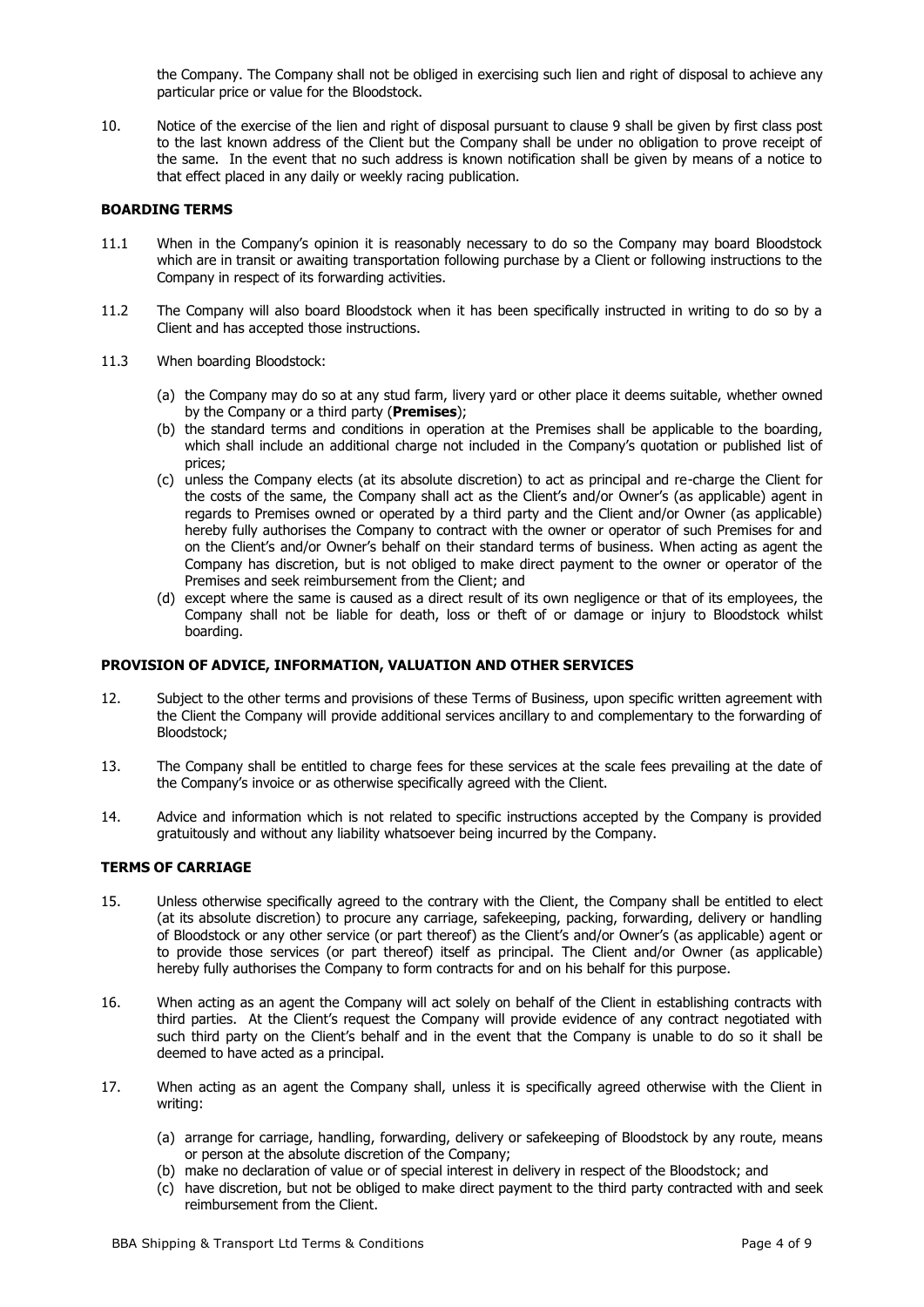the Company. The Company shall not be obliged in exercising such lien and right of disposal to achieve any particular price or value for the Bloodstock.

10. Notice of the exercise of the lien and right of disposal pursuant to clause 9 shall be given by first class post to the last known address of the Client but the Company shall be under no obligation to prove receipt of the same. In the event that no such address is known notification shall be given by means of a notice to that effect placed in any daily or weekly racing publication.

**BOARDING TERMS**

11.1 When in the Company's opinion it is reasonably necessary to do so the Company may board Bloodstock which are in transit or awaiting transportation following purchase by a Client or following instructions to the Company in respect of its forwarding activities.

11.2 The Company will also board Bloodstock when it has been specifically instructed in writing to do so by a Client and has accepted those instructions.

11.3 When boarding Bloodstock:

(a) the Company may do so at any stud farm, livery yard or other place it deems suitable, whether owned by the Company or a third party (**Premises**);

(b) the standard terms and conditions in operation at the Premises shall be applicable to the boarding, which shall include an additional charge not included in the Company's quotation or published list of prices;

(c) unless the Company elects (at its absolute discretion) to act as principal and re-charge the Client for the costs of the same, the Company shall act as the Client's and/or Owner's (as applicable) agent in regards to Premises owned or operated by a third party and the Client and/or Owner (as applicable) hereby fully authorises the Company to contract with the owner or operator of such Premises for and on the Client's and/or Owner's behalf on their standard terms of business. When acting as agent the Company has discretion, but is not obliged to make direct payment to the owner or operator of the Premises and seek reimbursement from the Client; and

(d) except where the same is caused as a direct result of its own negligence or that of its employees, the Company shall not be liable for death, loss or theft of or damage or injury to Bloodstock whilst boarding.

**PROVISION OF ADVICE, INFORMATION, VALUATION AND OTHER SERVICES**

12. Subject to the other terms and provisions of these Terms of Business, upon specific written agreement with the Client the Company will provide additional services ancillary to and complementary to the forwarding of Bloodstock;

13. The Company shall be entitled to charge fees for these services at the scale fees prevailing at the date of the Company's invoice or as otherwise specifically agreed with the Client.

14. Advice and information which is not related to specific instructions accepted by the Company is provided gratuitously and without any liability whatsoever being incurred by the Company.

**TERMS OF CARRIAGE**

15. Unless otherwise specifically agreed to the contrary with the Client, the Company shall be entitled to elect (at its absolute discretion) to procure any carriage, safekeeping, packing, forwarding, delivery or handling of Bloodstock or any other service (or part thereof) as the Client's and/or Owner's (as applicable) agent or to provide those services (or part thereof) itself as principal. The Client and/or Owner (as applicable) hereby fully authorises the Company to form contracts for and on his behalf for this purpose.

16. When acting as an agent the Company will act solely on behalf of the Client in establishing contracts with third parties. At the Client's request the Company will provide evidence of any contract negotiated with such third party on the Client's behalf and in the event that the Company is unable to do so it shall be deemed to have acted as a principal.

17. When acting as an agent the Company shall, unless it is specifically agreed otherwise with the Client in writing:

(a) arrange for carriage, handling, forwarding, delivery or safekeeping of Bloodstock by any route, means or person at the absolute discretion of the Company;

(b) make no declaration of value or of special interest in delivery in respect of the Bloodstock; and

(c) have discretion, but not be obliged to make direct payment to the third party contracted with and seek reimbursement from the Client.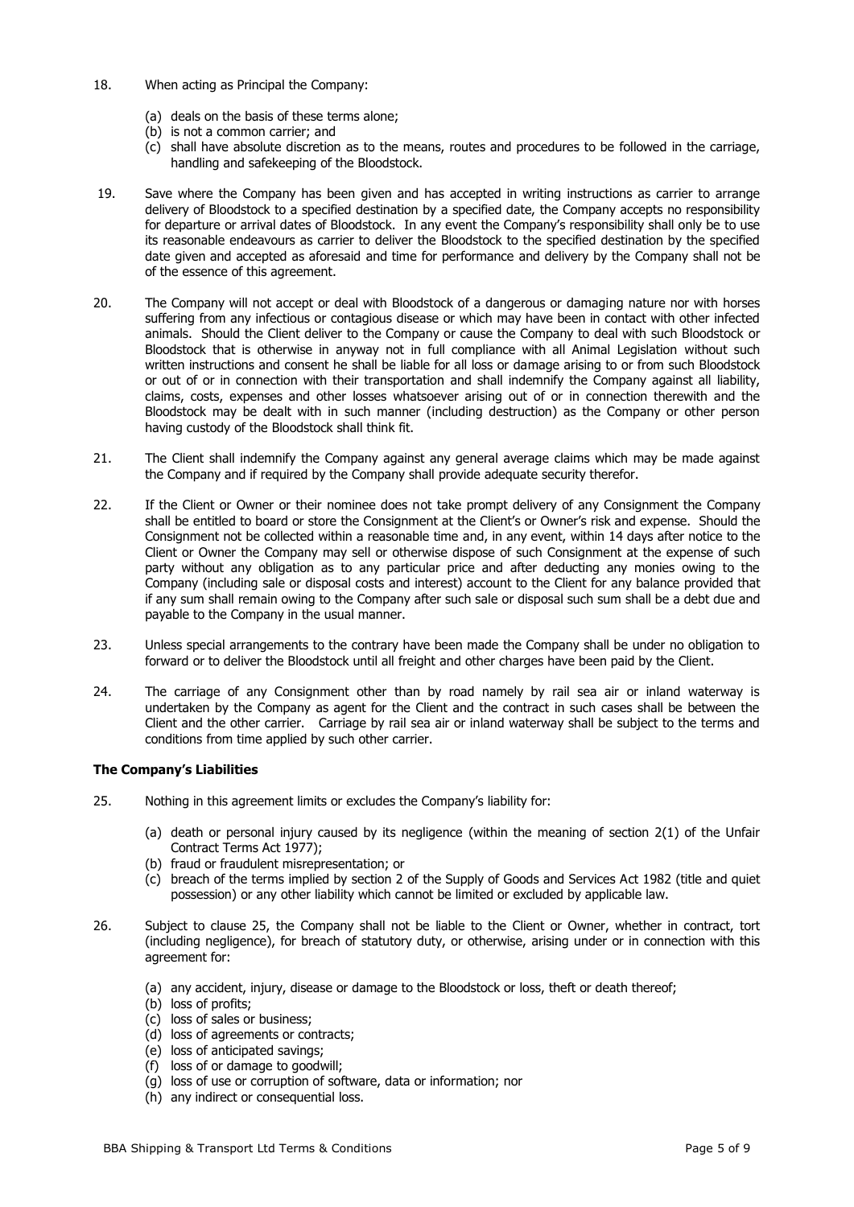18. When acting as Principal the Company:

    (a) deals on the basis of these terms alone;
    (b) is not a common carrier; and
    (c) shall have absolute discretion as to the means, routes and procedures to be followed in the carriage, handling and safekeeping of the Bloodstock.

19. Save where the Company has been given and has accepted in writing instructions as carrier to arrange delivery of Bloodstock to a specified destination by a specified date, the Company accepts no responsibility for departure or arrival dates of Bloodstock. In any event the Company's responsibility shall only be to use its reasonable endeavours as carrier to deliver the Bloodstock to the specified destination by the specified date given and accepted as aforesaid and time for performance and delivery by the Company shall not be of the essence of this agreement.

20. The Company will not accept or deal with Bloodstock of a dangerous or damaging nature nor with horses suffering from any infectious or contagious disease or which may have been in contact with other infected animals. Should the Client deliver to the Company or cause the Company to deal with such Bloodstock or Bloodstock that is otherwise in anyway not in full compliance with all Animal Legislation without such written instructions and consent he shall be liable for all loss or damage arising to or from such Bloodstock or out of or in connection with their transportation and shall indemnify the Company against all liability, claims, costs, expenses and other losses whatsoever arising out of or in connection therewith and the Bloodstock may be dealt with in such manner (including destruction) as the Company or other person having custody of the Bloodstock shall think fit.

21. The Client shall indemnify the Company against any general average claims which may be made against the Company and if required by the Company shall provide adequate security therefor.

22. If the Client or Owner or their nominee does not take prompt delivery of any Consignment the Company shall be entitled to board or store the Consignment at the Client's or Owner's risk and expense. Should the Consignment not be collected within a reasonable time and, in any event, within 14 days after notice to the Client or Owner the Company may sell or otherwise dispose of such Consignment at the expense of such party without any obligation as to any particular price and after deducting any monies owing to the Company (including sale or disposal costs and interest) account to the Client for any balance provided that if any sum shall remain owing to the Company after such sale or disposal such sum shall be a debt due and payable to the Company in the usual manner.

23. Unless special arrangements to the contrary have been made the Company shall be under no obligation to forward or to deliver the Bloodstock until all freight and other charges have been paid by the Client.

24. The carriage of any Consignment other than by road namely by rail sea air or inland waterway is undertaken by the Company as agent for the Client and the contract in such cases shall be between the Client and the other carrier. Carriage by rail sea air or inland waterway shall be subject to the terms and conditions from time applied by such other carrier.

**The Company's Liabilities**

25. Nothing in this agreement limits or excludes the Company's liability for:

    (a) death or personal injury caused by its negligence (within the meaning of section 2(1) of the Unfair Contract Terms Act 1977);
    (b) fraud or fraudulent misrepresentation; or
    (c) breach of the terms implied by section 2 of the Supply of Goods and Services Act 1982 (title and quiet possession) or any other liability which cannot be limited or excluded by applicable law.

26. Subject to clause 25, the Company shall not be liable to the Client or Owner, whether in contract, tort (including negligence), for breach of statutory duty, or otherwise, arising under or in connection with this agreement for:

    (a) any accident, injury, disease or damage to the Bloodstock or loss, theft or death thereof;
    (b) loss of profits;
    (c) loss of sales or business;
    (d) loss of agreements or contracts;
    (e) loss of anticipated savings;
    (f) loss of or damage to goodwill;
    (g) loss of use or corruption of software, data or information; nor
    (h) any indirect or consequential loss.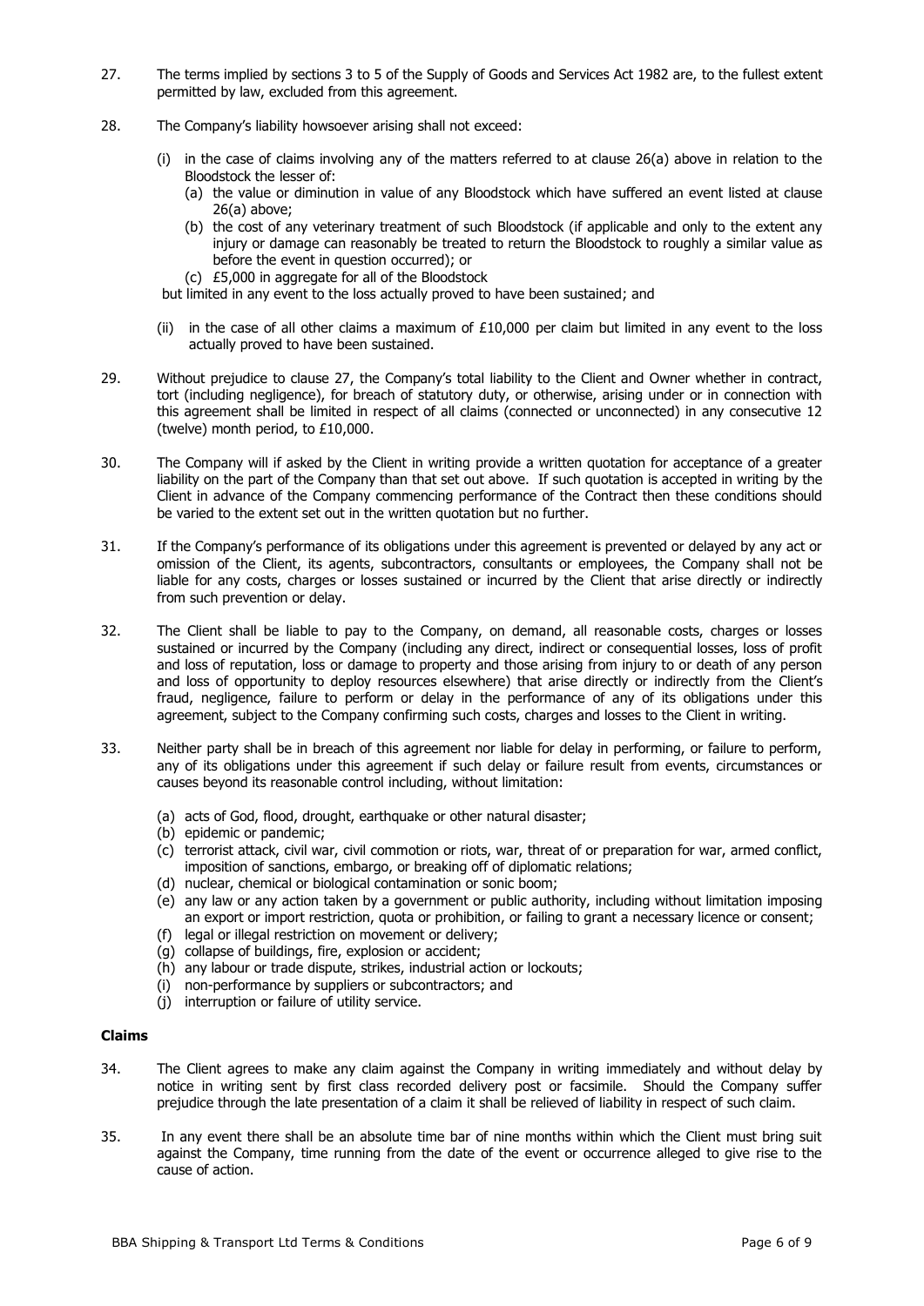27. The terms implied by sections 3 to 5 of the Supply of Goods and Services Act 1982 are, to the fullest extent permitted by law, excluded from this agreement.

28. The Company's liability howsoever arising shall not exceed:

    (i) in the case of claims involving any of the matters referred to at clause 26(a) above in relation to the Bloodstock the lesser of:
    
    (a) the value or diminution in value of any Bloodstock which have suffered an event listed at clause 26(a) above;
    
    (b) the cost of any veterinary treatment of such Bloodstock (if applicable and only to the extent any injury or damage can reasonably be treated to return the Bloodstock to roughly a similar value as before the event in question occurred); or
    
    (c) £5,000 in aggregate for all of the Bloodstock
    
    but limited in any event to the loss actually proved to have been sustained; and

    (ii) in the case of all other claims a maximum of £10,000 per claim but limited in any event to the loss actually proved to have been sustained.

29. Without prejudice to clause 27, the Company's total liability to the Client and Owner whether in contract, tort (including negligence), for breach of statutory duty, or otherwise, arising under or in connection with this agreement shall be limited in respect of all claims (connected or unconnected) in any consecutive 12 (twelve) month period, to £10,000.

30. The Company will if asked by the Client in writing provide a written quotation for acceptance of a greater liability on the part of the Company than that set out above. If such quotation is accepted in writing by the Client in advance of the Company commencing performance of the Contract then these conditions should be varied to the extent set out in the written quotation but no further.

31. If the Company's performance of its obligations under this agreement is prevented or delayed by any act or omission of the Client, its agents, subcontractors, consultants or employees, the Company shall not be liable for any costs, charges or losses sustained or incurred by the Client that arise directly or indirectly from such prevention or delay.

32. The Client shall be liable to pay to the Company, on demand, all reasonable costs, charges or losses sustained or incurred by the Company (including any direct, indirect or consequential losses, loss of profit and loss of reputation, loss or damage to property and those arising from injury to or death of any person and loss of opportunity to deploy resources elsewhere) that arise directly or indirectly from the Client's fraud, negligence, failure to perform or delay in the performance of any of its obligations under this agreement, subject to the Company confirming such costs, charges and losses to the Client in writing.

33. Neither party shall be in breach of this agreement nor liable for delay in performing, or failure to perform, any of its obligations under this agreement if such delay or failure result from events, circumstances or causes beyond its reasonable control including, without limitation:

    (a) acts of God, flood, drought, earthquake or other natural disaster;
    
    (b) epidemic or pandemic;
    
    (c) terrorist attack, civil war, civil commotion or riots, war, threat of or preparation for war, armed conflict, imposition of sanctions, embargo, or breaking off of diplomatic relations;
    
    (d) nuclear, chemical or biological contamination or sonic boom;
    
    (e) any law or any action taken by a government or public authority, including without limitation imposing an export or import restriction, quota or prohibition, or failing to grant a necessary licence or consent;
    
    (f) legal or illegal restriction on movement or delivery;
    
    (g) collapse of buildings, fire, explosion or accident;
    
    (h) any labour or trade dispute, strikes, industrial action or lockouts;
    
    (i) non-performance by suppliers or subcontractors; and
    
    (j) interruption or failure of utility service.

**Claims**

34. The Client agrees to make any claim against the Company in writing immediately and without delay by notice in writing sent by first class recorded delivery post or facsimile. Should the Company suffer prejudice through the late presentation of a claim it shall be relieved of liability in respect of such claim.

35. In any event there shall be an absolute time bar of nine months within which the Client must bring suit against the Company, time running from the date of the event or occurrence alleged to give rise to the cause of action.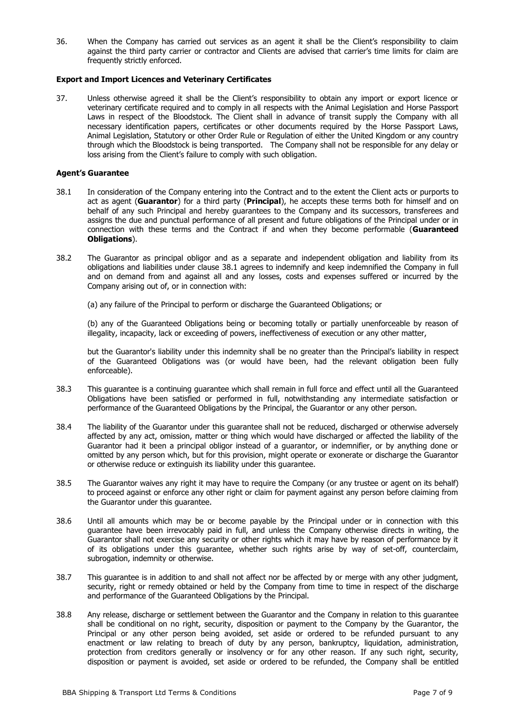36. When the Company has carried out services as an agent it shall be the Client's responsibility to claim against the third party carrier or contractor and Clients are advised that carrier's time limits for claim are frequently strictly enforced.

**Export and Import Licences and Veterinary Certificates**

37. Unless otherwise agreed it shall be the Client's responsibility to obtain any import or export licence or veterinary certificate required and to comply in all respects with the Animal Legislation and Horse Passport Laws in respect of the Bloodstock. The Client shall in advance of transit supply the Company with all necessary identification papers, certificates or other documents required by the Horse Passport Laws, Animal Legislation, Statutory or other Order Rule or Regulation of either the United Kingdom or any country through which the Bloodstock is being transported. The Company shall not be responsible for any delay or loss arising from the Client's failure to comply with such obligation.

**Agent's Guarantee**

38.1 In consideration of the Company entering into the Contract and to the extent the Client acts or purports to act as agent (**Guarantor**) for a third party (**Principal**), he accepts these terms both for himself and on behalf of any such Principal and hereby guarantees to the Company and its successors, transferees and assigns the due and punctual performance of all present and future obligations of the Principal under or in connection with these terms and the Contract if and when they become performable (**Guaranteed Obligations**).

38.2 The Guarantor as principal obligor and as a separate and independent obligation and liability from its obligations and liabilities under clause 38.1 agrees to indemnify and keep indemnified the Company in full and on demand from and against all and any losses, costs and expenses suffered or incurred by the Company arising out of, or in connection with:

(a) any failure of the Principal to perform or discharge the Guaranteed Obligations; or

(b) any of the Guaranteed Obligations being or becoming totally or partially unenforceable by reason of illegality, incapacity, lack or exceeding of powers, ineffectiveness of execution or any other matter,

but the Guarantor's liability under this indemnity shall be no greater than the Principal's liability in respect of the Guaranteed Obligations was (or would have been, had the relevant obligation been fully enforceable).

38.3 This guarantee is a continuing guarantee which shall remain in full force and effect until all the Guaranteed Obligations have been satisfied or performed in full, notwithstanding any intermediate satisfaction or performance of the Guaranteed Obligations by the Principal, the Guarantor or any other person.

38.4 The liability of the Guarantor under this guarantee shall not be reduced, discharged or otherwise adversely affected by any act, omission, matter or thing which would have discharged or affected the liability of the Guarantor had it been a principal obligor instead of a guarantor, or indemnifier, or by anything done or omitted by any person which, but for this provision, might operate or exonerate or discharge the Guarantor or otherwise reduce or extinguish its liability under this guarantee.

38.5 The Guarantor waives any right it may have to require the Company (or any trustee or agent on its behalf) to proceed against or enforce any other right or claim for payment against any person before claiming from the Guarantor under this guarantee.

38.6 Until all amounts which may be or become payable by the Principal under or in connection with this guarantee have been irrevocably paid in full, and unless the Company otherwise directs in writing, the Guarantor shall not exercise any security or other rights which it may have by reason of performance by it of its obligations under this guarantee, whether such rights arise by way of set-off, counterclaim, subrogation, indemnity or otherwise.

38.7 This guarantee is in addition to and shall not affect nor be affected by or merge with any other judgment, security, right or remedy obtained or held by the Company from time to time in respect of the discharge and performance of the Guaranteed Obligations by the Principal.

38.8 Any release, discharge or settlement between the Guarantor and the Company in relation to this guarantee shall be conditional on no right, security, disposition or payment to the Company by the Guarantor, the Principal or any other person being avoided, set aside or ordered to be refunded pursuant to any enactment or law relating to breach of duty by any person, bankruptcy, liquidation, administration, protection from creditors generally or insolvency or for any other reason. If any such right, security, disposition or payment is avoided, set aside or ordered to be refunded, the Company shall be entitled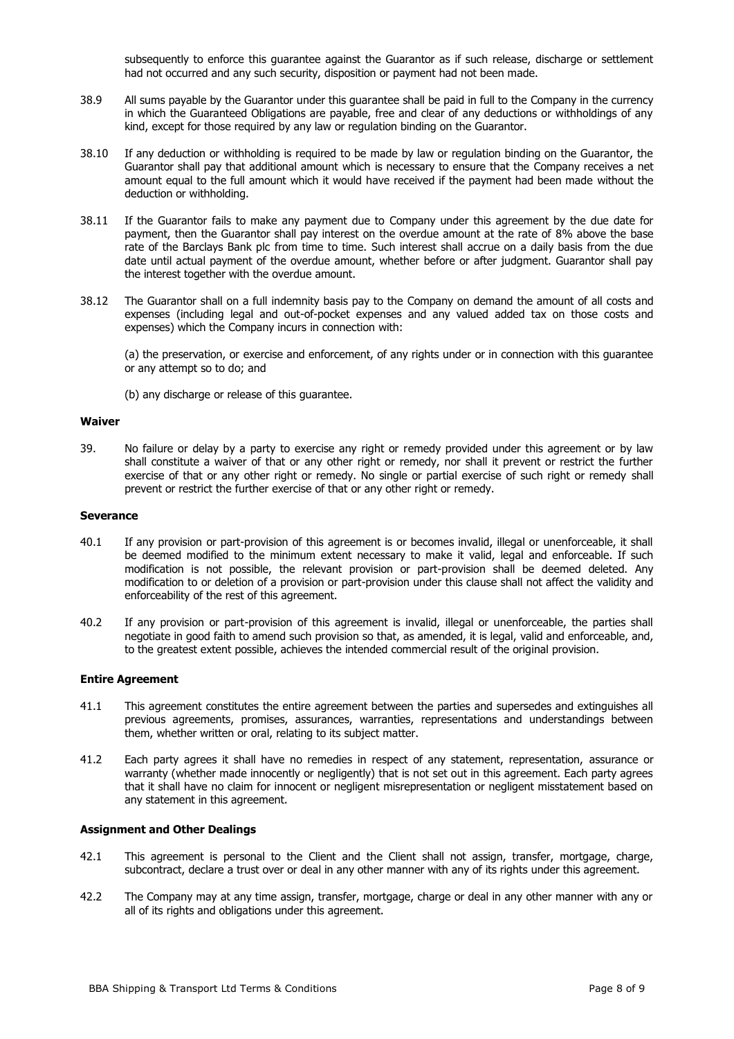subsequently to enforce this guarantee against the Guarantor as if such release, discharge or settlement had not occurred and any such security, disposition or payment had not been made.

38.9 All sums payable by the Guarantor under this guarantee shall be paid in full to the Company in the currency in which the Guaranteed Obligations are payable, free and clear of any deductions or withholdings of any kind, except for those required by any law or regulation binding on the Guarantor.

38.10 If any deduction or withholding is required to be made by law or regulation binding on the Guarantor, the Guarantor shall pay that additional amount which is necessary to ensure that the Company receives a net amount equal to the full amount which it would have received if the payment had been made without the deduction or withholding.

38.11 If the Guarantor fails to make any payment due to Company under this agreement by the due date for payment, then the Guarantor shall pay interest on the overdue amount at the rate of 8% above the base rate of the Barclays Bank plc from time to time. Such interest shall accrue on a daily basis from the due date until actual payment of the overdue amount, whether before or after judgment. Guarantor shall pay the interest together with the overdue amount.

38.12 The Guarantor shall on a full indemnity basis pay to the Company on demand the amount of all costs and expenses (including legal and out-of-pocket expenses and any valued added tax on those costs and expenses) which the Company incurs in connection with:

(a) the preservation, or exercise and enforcement, of any rights under or in connection with this guarantee or any attempt so to do; and

(b) any discharge or release of this guarantee.

**Waiver**

39. No failure or delay by a party to exercise any right or remedy provided under this agreement or by law shall constitute a waiver of that or any other right or remedy, nor shall it prevent or restrict the further exercise of that or any other right or remedy. No single or partial exercise of such right or remedy shall prevent or restrict the further exercise of that or any other right or remedy.

**Severance**

40.1 If any provision or part-provision of this agreement is or becomes invalid, illegal or unenforceable, it shall be deemed modified to the minimum extent necessary to make it valid, legal and enforceable. If such modification is not possible, the relevant provision or part-provision shall be deemed deleted. Any modification to or deletion of a provision or part-provision under this clause shall not affect the validity and enforceability of the rest of this agreement.

40.2 If any provision or part-provision of this agreement is invalid, illegal or unenforceable, the parties shall negotiate in good faith to amend such provision so that, as amended, it is legal, valid and enforceable, and, to the greatest extent possible, achieves the intended commercial result of the original provision.

**Entire Agreement**

41.1 This agreement constitutes the entire agreement between the parties and supersedes and extinguishes all previous agreements, promises, assurances, warranties, representations and understandings between them, whether written or oral, relating to its subject matter.

41.2 Each party agrees it shall have no remedies in respect of any statement, representation, assurance or warranty (whether made innocently or negligently) that is not set out in this agreement. Each party agrees that it shall have no claim for innocent or negligent misrepresentation or negligent misstatement based on any statement in this agreement.

**Assignment and Other Dealings**

42.1 This agreement is personal to the Client and the Client shall not assign, transfer, mortgage, charge, subcontract, declare a trust over or deal in any other manner with any of its rights under this agreement.

42.2 The Company may at any time assign, transfer, mortgage, charge or deal in any other manner with any or all of its rights and obligations under this agreement.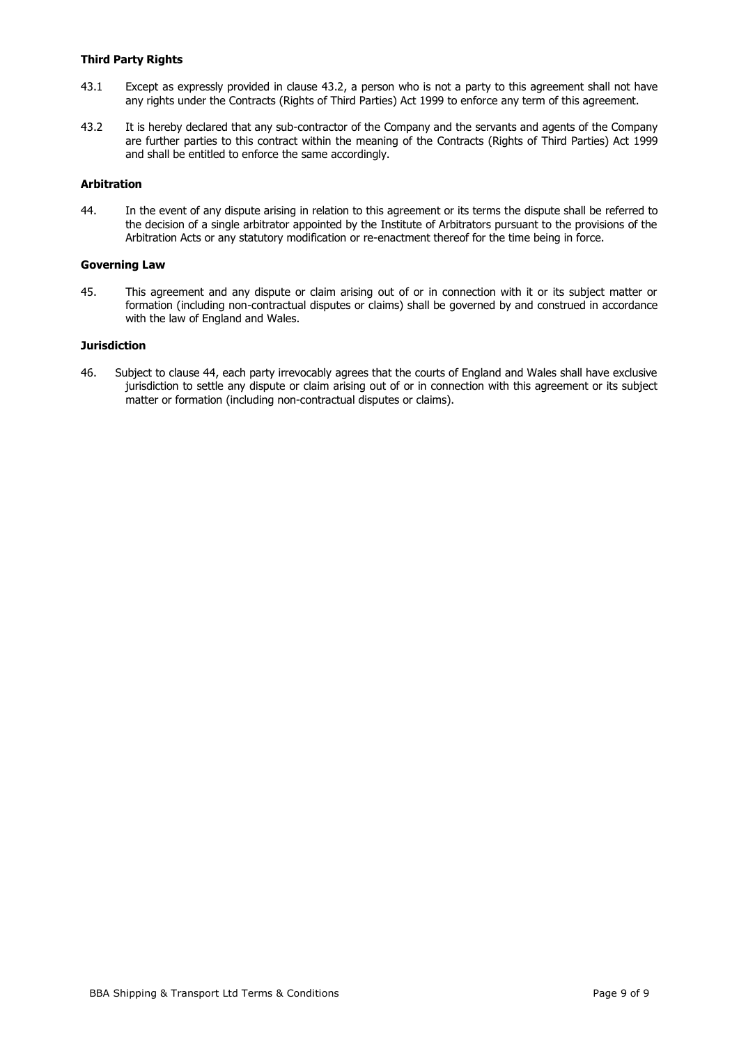**Third Party Rights**

43.1 Except as expressly provided in clause 43.2, a person who is not a party to this agreement shall not have any rights under the Contracts (Rights of Third Parties) Act 1999 to enforce any term of this agreement.

43.2 It is hereby declared that any sub-contractor of the Company and the servants and agents of the Company are further parties to this contract within the meaning of the Contracts (Rights of Third Parties) Act 1999 and shall be entitled to enforce the same accordingly.

**Arbitration**

44. In the event of any dispute arising in relation to this agreement or its terms the dispute shall be referred to the decision of a single arbitrator appointed by the Institute of Arbitrators pursuant to the provisions of the Arbitration Acts or any statutory modification or re-enactment thereof for the time being in force.

**Governing Law**

45. This agreement and any dispute or claim arising out of or in connection with it or its subject matter or formation (including non-contractual disputes or claims) shall be governed by and construed in accordance with the law of England and Wales.

**Jurisdiction**

46. Subject to clause 44, each party irrevocably agrees that the courts of England and Wales shall have exclusive jurisdiction to settle any dispute or claim arising out of or in connection with this agreement or its subject matter or formation (including non-contractual disputes or claims).